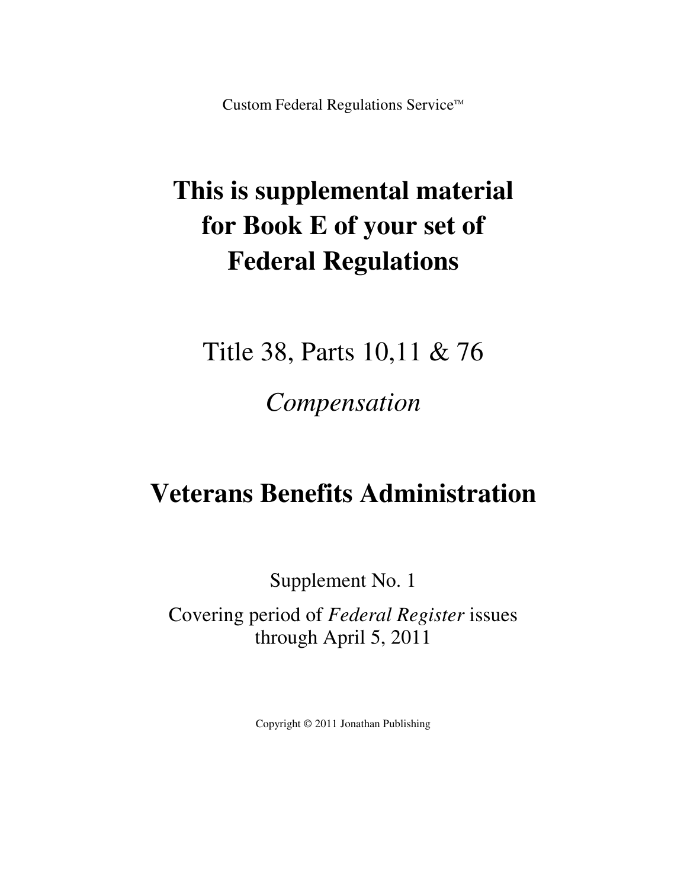Custom Federal Regulations Service™

# This is supplemental material for Book E of your set of Federal Regulations

## Title 38, Parts 10,11 & 76

## *Compensation*

# Veterans Benefits Administration

Supplement No. 1

Covering period of *Federal Register* issues through April 5, 2011

Copyright © 2011 Jonathan Publishing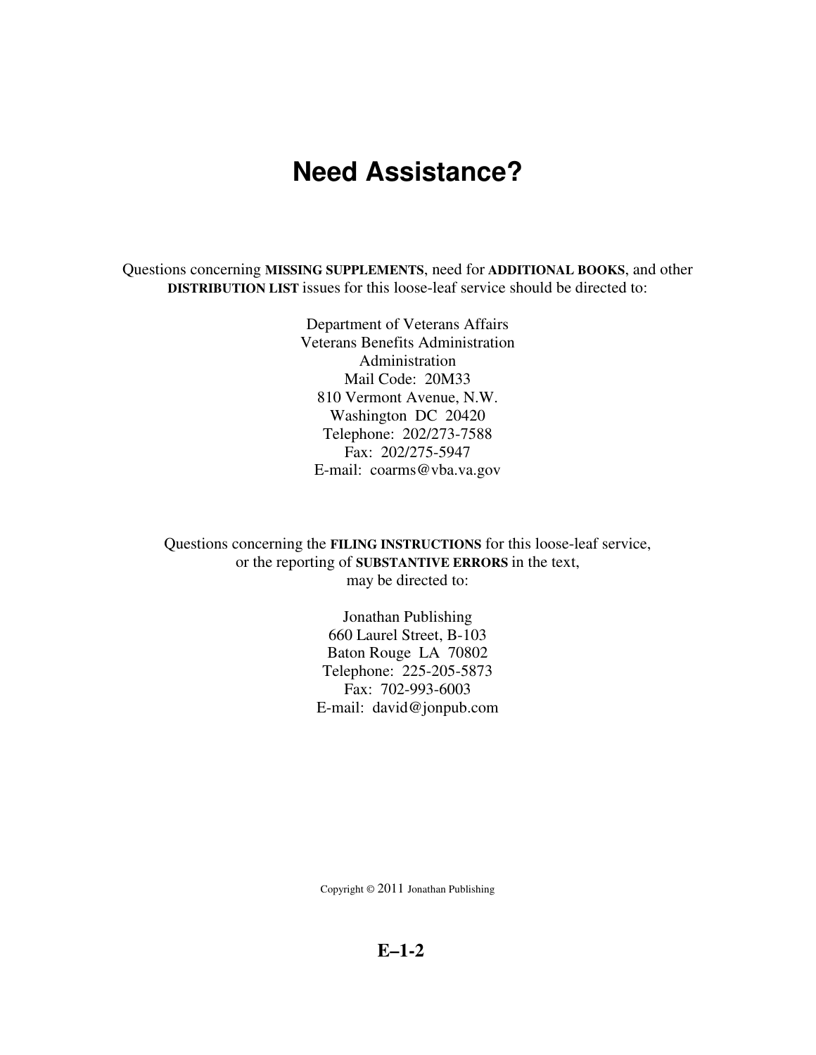# Need Assistance?

Questions concerning **MISSING SUPPLEMENTS**, need for **ADDITIONAL BOOKS**, and other **DISTRIBUTION LIST** issues for this loose-leaf service should be directed to:

Department of Veterans Affairs
Veterans Benefits Administration
Administration
Mail Code: 20M33
810 Vermont Avenue, N.W.
Washington DC 20420
Telephone: 202/273-7588
Fax: 202/275-5947
E-mail: coarms@vba.va.gov

Questions concerning the **FILING INSTRUCTIONS** for this loose-leaf service, or the reporting of **SUBSTANTIVE ERRORS** in the text, may be directed to:

Jonathan Publishing
660 Laurel Street, B-103
Baton Rouge LA 70802
Telephone: 225-205-5873
Fax: 702-993-6003
E-mail: david@jonpub.com

Copyright © 2011 Jonathan Publishing

**E–1-2**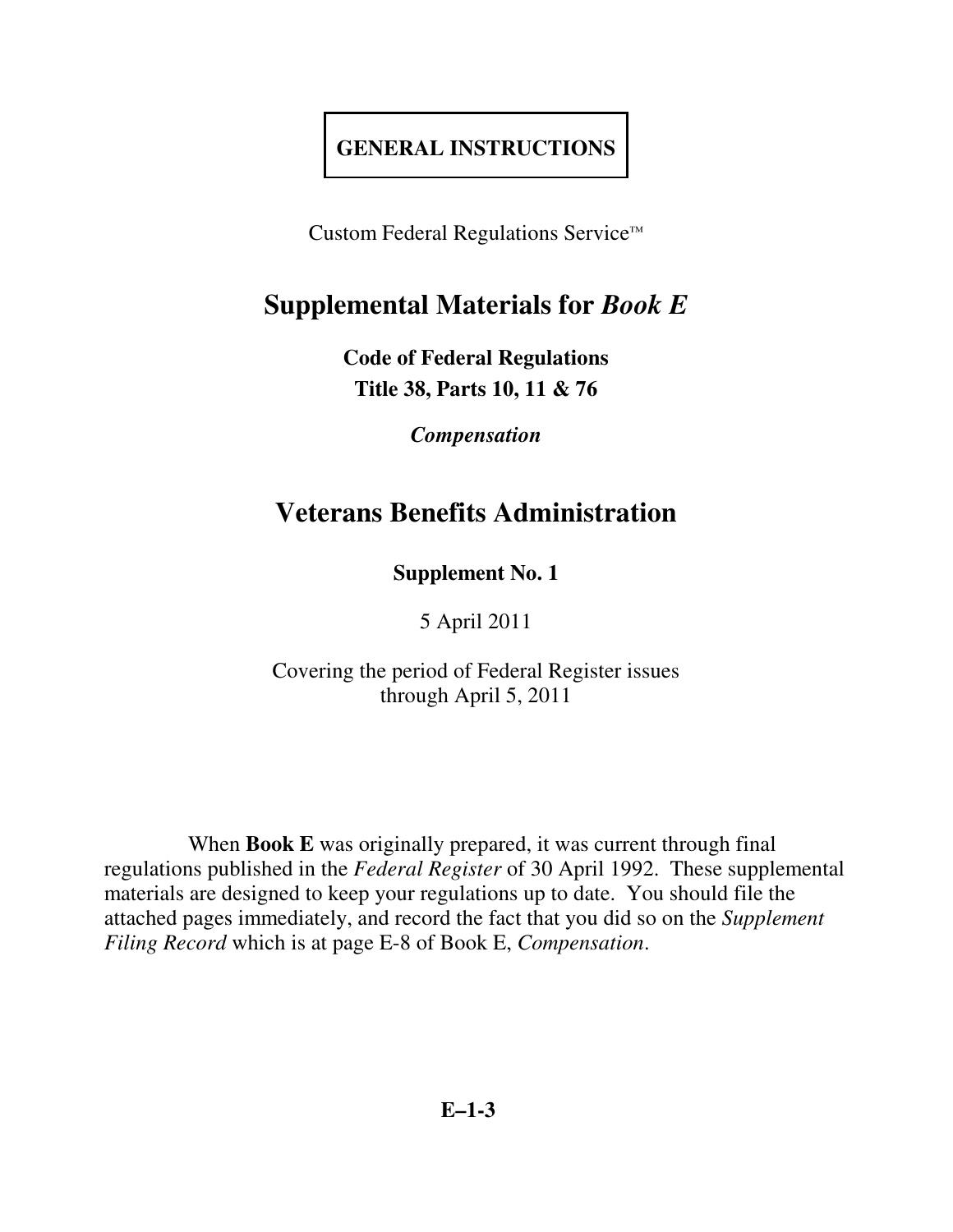**GENERAL INSTRUCTIONS**

Custom Federal Regulations Service™

# Supplemental Materials for *Book E*

**Code of Federal Regulations**
**Title 38, Parts 10, 11 & 76**

***Compensation***

# Veterans Benefits Administration

**Supplement No. 1**

5 April 2011

Covering the period of Federal Register issues through April 5, 2011

When **Book E** was originally prepared, it was current through final regulations published in the *Federal Register* of 30 April 1992. These supplemental materials are designed to keep your regulations up to date. You should file the attached pages immediately, and record the fact that you did so on the *Supplement Filing Record* which is at page E-8 of Book E, *Compensation*.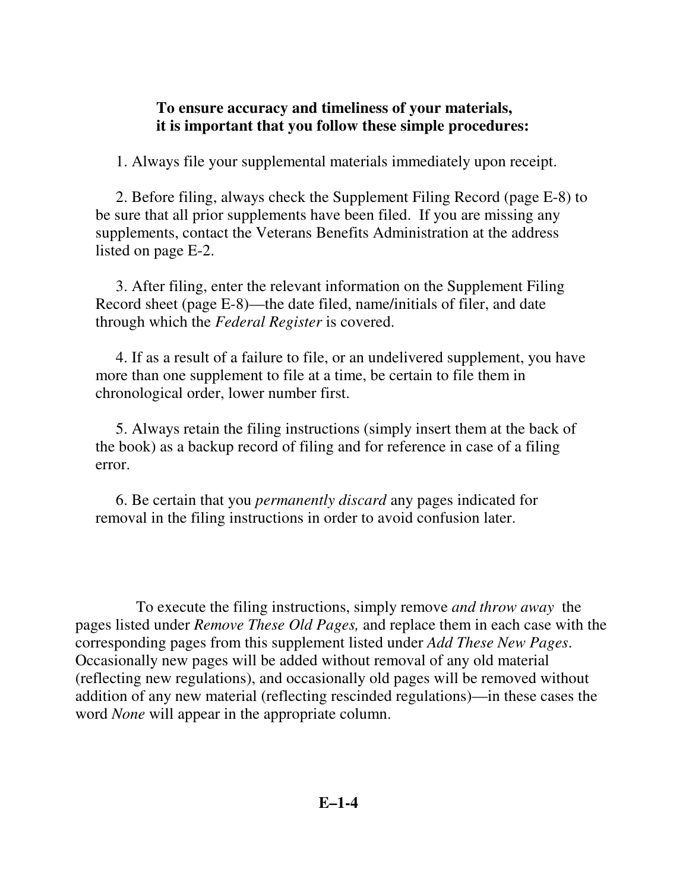**To ensure accuracy and timeliness of your materials, it is important that you follow these simple procedures:**

1. Always file your supplemental materials immediately upon receipt.

2. Before filing, always check the Supplement Filing Record (page E-8) to be sure that all prior supplements have been filed. If you are missing any supplements, contact the Veterans Benefits Administration at the address listed on page E-2.

3. After filing, enter the relevant information on the Supplement Filing Record sheet (page E-8)—the date filed, name/initials of filer, and date through which the *Federal Register* is covered.

4. If as a result of a failure to file, or an undelivered supplement, you have more than one supplement to file at a time, be certain to file them in chronological order, lower number first.

5. Always retain the filing instructions (simply insert them at the back of the book) as a backup record of filing and for reference in case of a filing error.

6. Be certain that you *permanently discard* any pages indicated for removal in the filing instructions in order to avoid confusion later.

To execute the filing instructions, simply remove *and throw away* the pages listed under *Remove These Old Pages,* and replace them in each case with the corresponding pages from this supplement listed under *Add These New Pages*. Occasionally new pages will be added without removal of any old material (reflecting new regulations), and occasionally old pages will be removed without addition of any new material (reflecting rescinded regulations)—in these cases the word *None* will appear in the appropriate column.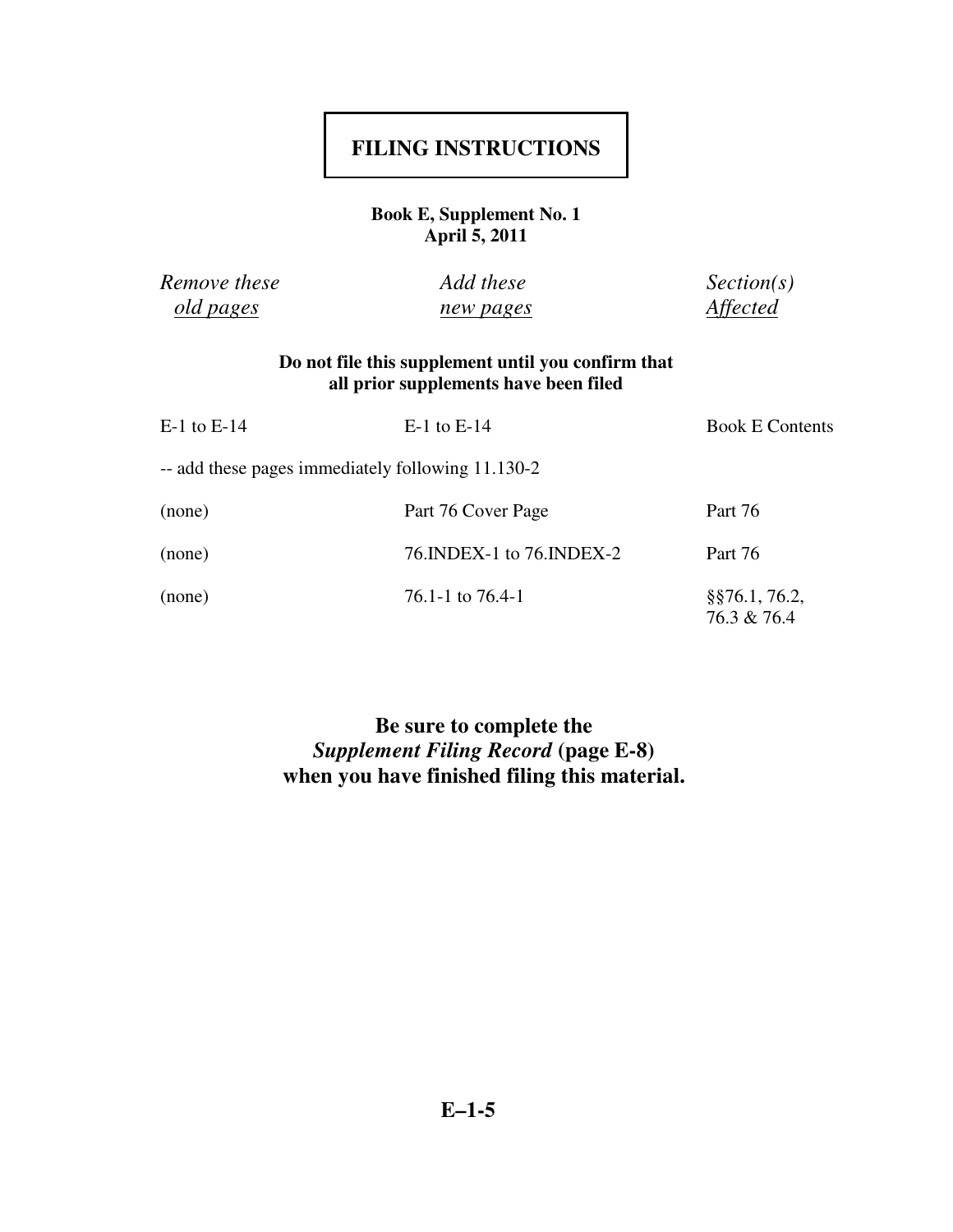# FILING INSTRUCTIONS

**Book E, Supplement No. 1**
**April 5, 2011**

| *Remove these* *old pages* | *Add these* *new pages* | *Section(s)* *Affected* |
|---|---|---|
| **Do not file this supplement until you confirm that all prior supplements have been filed** | | |
| E-1 to E-14 | E-1 to E-14 | Book E Contents |
| -- add these pages immediately following 11.130-2 | | |
| (none) | Part 76 Cover Page | Part 76 |
| (none) | 76.INDEX-1 to 76.INDEX-2 | Part 76 |
| (none) | 76.1-1 to 76.4-1 | §§76.1, 76.2, 76.3 & 76.4 |

**Be sure to complete the *Supplement Filing Record* (page E-8) when you have finished filing this material.**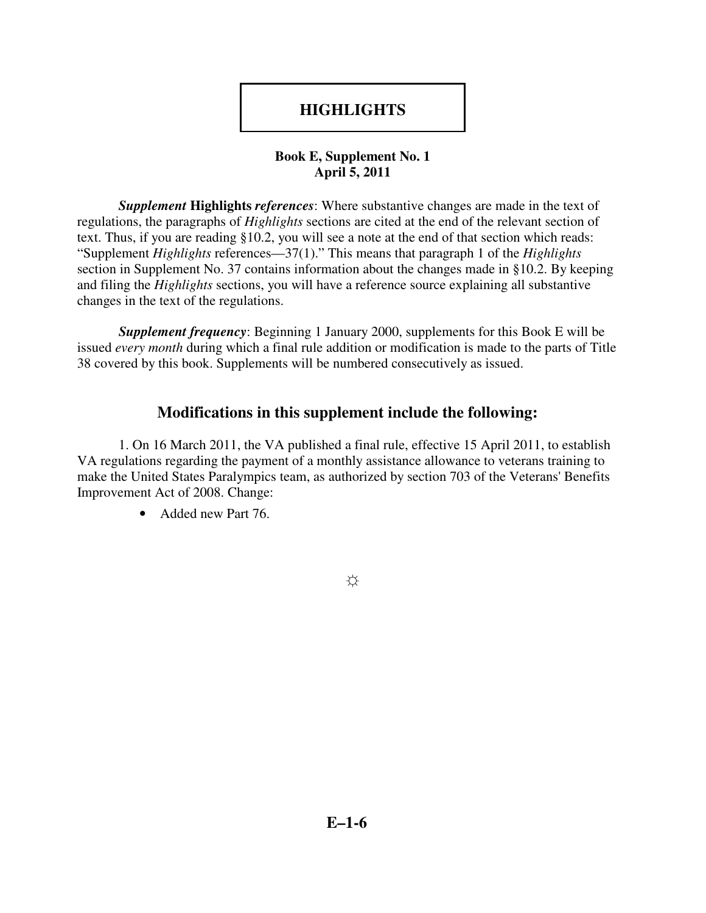# HIGHLIGHTS

**Book E, Supplement No. 1**
**April 5, 2011**

***Supplement* Highlights *references***: Where substantive changes are made in the text of regulations, the paragraphs of *Highlights* sections are cited at the end of the relevant section of text. Thus, if you are reading §10.2, you will see a note at the end of that section which reads: "Supplement *Highlights* references—37(1)." This means that paragraph 1 of the *Highlights* section in Supplement No. 37 contains information about the changes made in §10.2. By keeping and filing the *Highlights* sections, you will have a reference source explaining all substantive changes in the text of the regulations.

***Supplement frequency***: Beginning 1 January 2000, supplements for this Book E will be issued *every month* during which a final rule addition or modification is made to the parts of Title 38 covered by this book. Supplements will be numbered consecutively as issued.

## Modifications in this supplement include the following:

1. On 16 March 2011, the VA published a final rule, effective 15 April 2011, to establish VA regulations regarding the payment of a monthly assistance allowance to veterans training to make the United States Paralympics team, as authorized by section 703 of the Veterans' Benefits Improvement Act of 2008. Change:

- Added new Part 76.

☼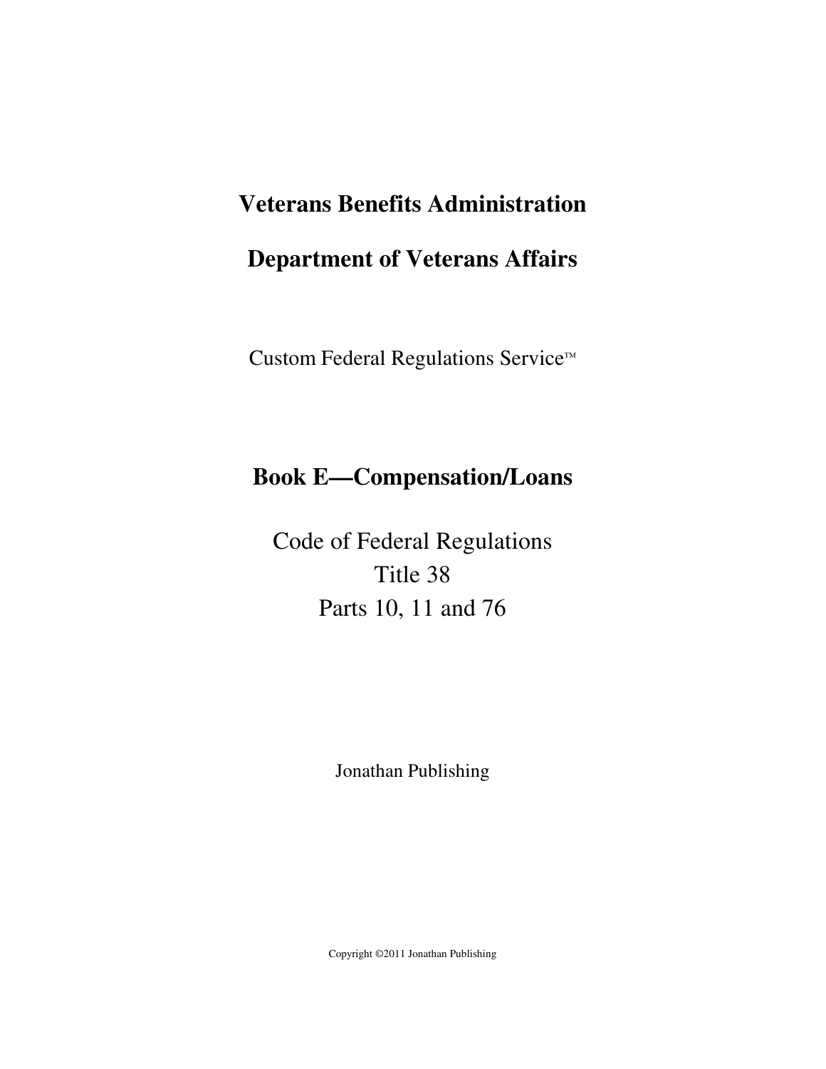# Veterans Benefits Administration

# Department of Veterans Affairs

Custom Federal Regulations Service™

## Book E—Compensation/Loans

Code of Federal Regulations
Title 38
Parts 10, 11 and 76

Jonathan Publishing

Copyright ©2011 Jonathan Publishing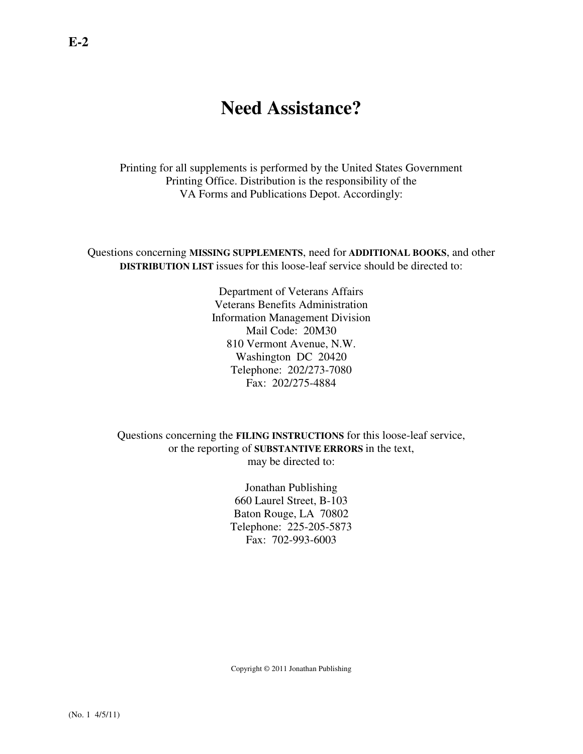# Need Assistance?

Printing for all supplements is performed by the United States Government Printing Office. Distribution is the responsibility of the VA Forms and Publications Depot. Accordingly:

Questions concerning **MISSING SUPPLEMENTS**, need for **ADDITIONAL BOOKS**, and other **DISTRIBUTION LIST** issues for this loose-leaf service should be directed to:

Department of Veterans Affairs
Veterans Benefits Administration
Information Management Division
Mail Code: 20M30
810 Vermont Avenue, N.W.
Washington DC 20420
Telephone: 202/273-7080
Fax: 202/275-4884

Questions concerning the **FILING INSTRUCTIONS** for this loose-leaf service, or the reporting of **SUBSTANTIVE ERRORS** in the text, may be directed to:

Jonathan Publishing
660 Laurel Street, B-103
Baton Rouge, LA 70802
Telephone: 225-205-5873
Fax: 702-993-6003

Copyright © 2011 Jonathan Publishing

(No. 1 4/5/11)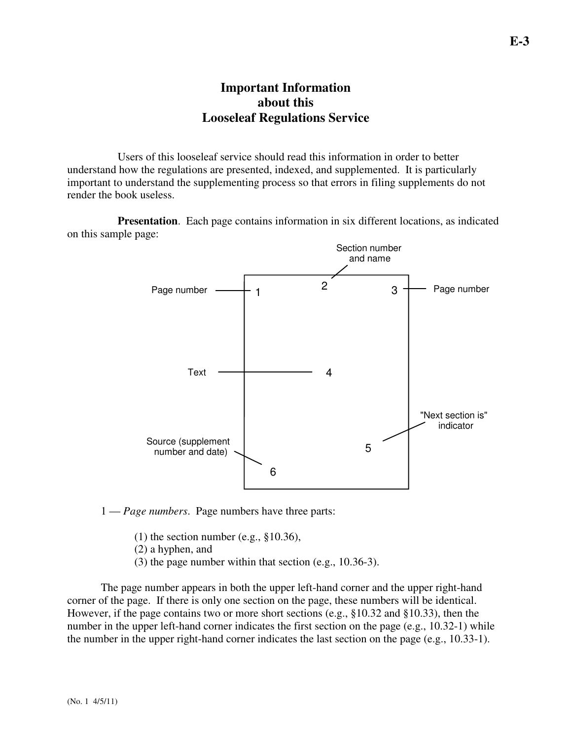# Important Information about this Looseleaf Regulations Service

Users of this looseleaf service should read this information in order to better understand how the regulations are presented, indexed, and supplemented. It is particularly important to understand the supplementing process so that errors in filing supplements do not render the book useless.

**Presentation**. Each page contains information in six different locations, as indicated on this sample page:

- 1 — Page number
- 2 — Section number and name
- 3 — Page number
- 4 — Text
- 5 — "Next section is" indicator
- 6 — Source (supplement number and date)

1 — *Page numbers*. Page numbers have three parts:

(1) the section number (e.g., §10.36),
(2) a hyphen, and
(3) the page number within that section (e.g., 10.36-3).

The page number appears in both the upper left-hand corner and the upper right-hand corner of the page. If there is only one section on the page, these numbers will be identical. However, if the page contains two or more short sections (e.g., §10.32 and §10.33), then the number in the upper left-hand corner indicates the first section on the page (e.g., 10.32-1) while the number in the upper right-hand corner indicates the last section on the page (e.g., 10.33-1).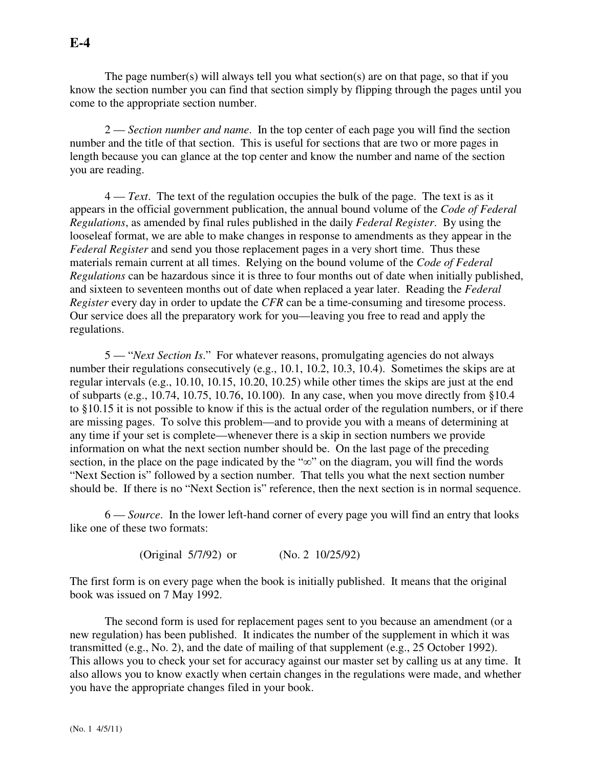The page number(s) will always tell you what section(s) are on that page, so that if you know the section number you can find that section simply by flipping through the pages until you come to the appropriate section number.

2 — *Section number and name*. In the top center of each page you will find the section number and the title of that section. This is useful for sections that are two or more pages in length because you can glance at the top center and know the number and name of the section you are reading.

4 — *Text*. The text of the regulation occupies the bulk of the page. The text is as it appears in the official government publication, the annual bound volume of the *Code of Federal Regulations*, as amended by final rules published in the daily *Federal Register*. By using the looseleaf format, we are able to make changes in response to amendments as they appear in the *Federal Register* and send you those replacement pages in a very short time. Thus these materials remain current at all times. Relying on the bound volume of the *Code of Federal Regulations* can be hazardous since it is three to four months out of date when initially published, and sixteen to seventeen months out of date when replaced a year later. Reading the *Federal Register* every day in order to update the *CFR* can be a time-consuming and tiresome process. Our service does all the preparatory work for you—leaving you free to read and apply the regulations.

5 — "*Next Section Is*." For whatever reasons, promulgating agencies do not always number their regulations consecutively (e.g., 10.1, 10.2, 10.3, 10.4). Sometimes the skips are at regular intervals (e.g., 10.10, 10.15, 10.20, 10.25) while other times the skips are just at the end of subparts (e.g., 10.74, 10.75, 10.76, 10.100). In any case, when you move directly from §10.4 to §10.15 it is not possible to know if this is the actual order of the regulation numbers, or if there are missing pages. To solve this problem—and to provide you with a means of determining at any time if your set is complete—whenever there is a skip in section numbers we provide information on what the next section number should be. On the last page of the preceding section, in the place on the page indicated by the "∞" on the diagram, you will find the words "Next Section is" followed by a section number. That tells you what the next section number should be. If there is no "Next Section is" reference, then the next section is in normal sequence.

6 — *Source*. In the lower left-hand corner of every page you will find an entry that looks like one of these two formats:

(Original 5/7/92) or (No. 2 10/25/92)

The first form is on every page when the book is initially published. It means that the original book was issued on 7 May 1992.

The second form is used for replacement pages sent to you because an amendment (or a new regulation) has been published. It indicates the number of the supplement in which it was transmitted (e.g., No. 2), and the date of mailing of that supplement (e.g., 25 October 1992). This allows you to check your set for accuracy against our master set by calling us at any time. It also allows you to know exactly when certain changes in the regulations were made, and whether you have the appropriate changes filed in your book.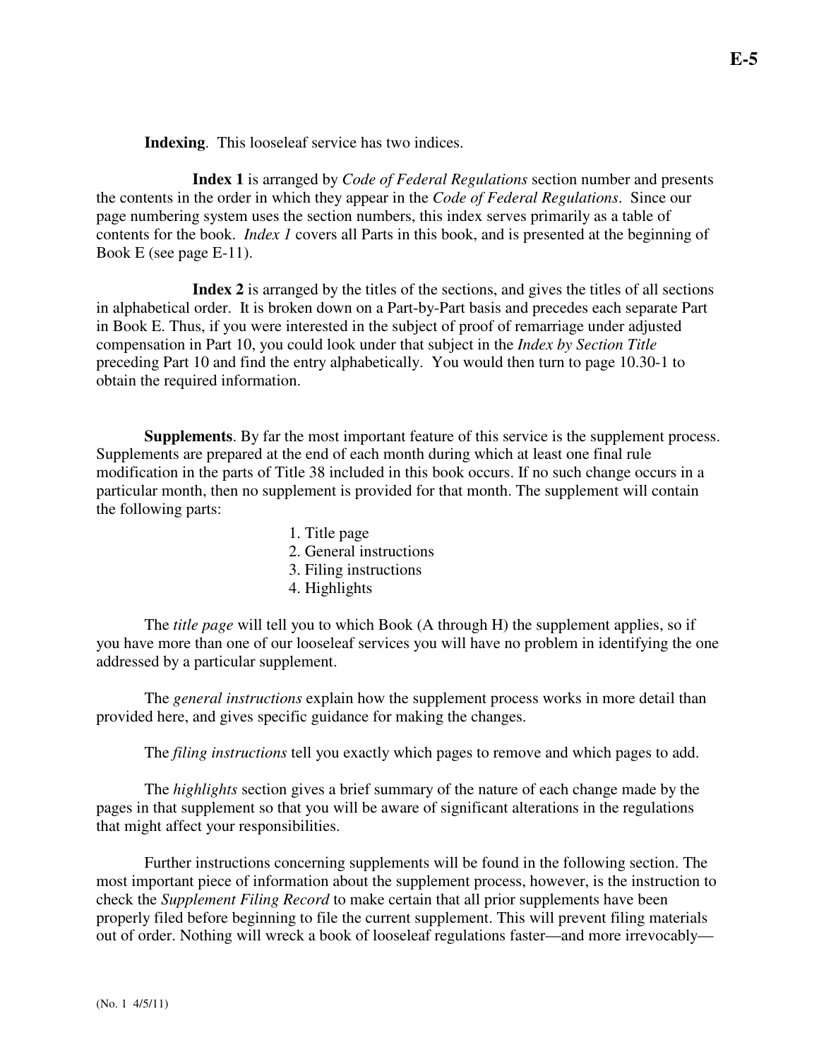**Indexing**. This looseleaf service has two indices.

**Index 1** is arranged by *Code of Federal Regulations* section number and presents the contents in the order in which they appear in the *Code of Federal Regulations*. Since our page numbering system uses the section numbers, this index serves primarily as a table of contents for the book. *Index 1* covers all Parts in this book, and is presented at the beginning of Book E (see page E-11).

**Index 2** is arranged by the titles of the sections, and gives the titles of all sections in alphabetical order. It is broken down on a Part-by-Part basis and precedes each separate Part in Book E. Thus, if you were interested in the subject of proof of remarriage under adjusted compensation in Part 10, you could look under that subject in the *Index by Section Title* preceding Part 10 and find the entry alphabetically. You would then turn to page 10.30-1 to obtain the required information.

**Supplements**. By far the most important feature of this service is the supplement process. Supplements are prepared at the end of each month during which at least one final rule modification in the parts of Title 38 included in this book occurs. If no such change occurs in a particular month, then no supplement is provided for that month. The supplement will contain the following parts:

1. Title page
2. General instructions
3. Filing instructions
4. Highlights

The *title page* will tell you to which Book (A through H) the supplement applies, so if you have more than one of our looseleaf services you will have no problem in identifying the one addressed by a particular supplement.

The *general instructions* explain how the supplement process works in more detail than provided here, and gives specific guidance for making the changes.

The *filing instructions* tell you exactly which pages to remove and which pages to add.

The *highlights* section gives a brief summary of the nature of each change made by the pages in that supplement so that you will be aware of significant alterations in the regulations that might affect your responsibilities.

Further instructions concerning supplements will be found in the following section. The most important piece of information about the supplement process, however, is the instruction to check the *Supplement Filing Record* to make certain that all prior supplements have been properly filed before beginning to file the current supplement. This will prevent filing materials out of order. Nothing will wreck a book of looseleaf regulations faster—and more irrevocably—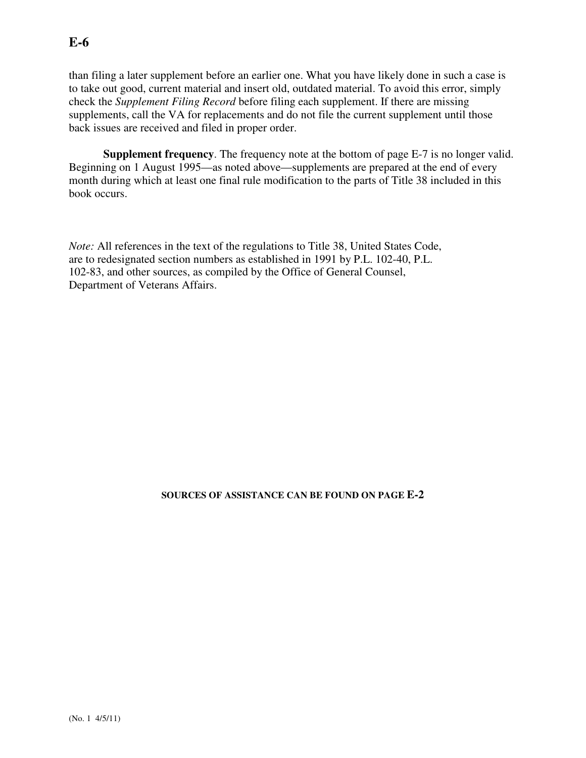than filing a later supplement before an earlier one. What you have likely done in such a case is to take out good, current material and insert old, outdated material. To avoid this error, simply check the *Supplement Filing Record* before filing each supplement. If there are missing supplements, call the VA for replacements and do not file the current supplement until those back issues are received and filed in proper order.

**Supplement frequency**. The frequency note at the bottom of page E-7 is no longer valid. Beginning on 1 August 1995—as noted above—supplements are prepared at the end of every month during which at least one final rule modification to the parts of Title 38 included in this book occurs.

*Note:* All references in the text of the regulations to Title 38, United States Code, are to redesignated section numbers as established in 1991 by P.L. 102-40, P.L. 102-83, and other sources, as compiled by the Office of General Counsel, Department of Veterans Affairs.

**SOURCES OF ASSISTANCE CAN BE FOUND ON PAGE E-2**

(No. 1 4/5/11)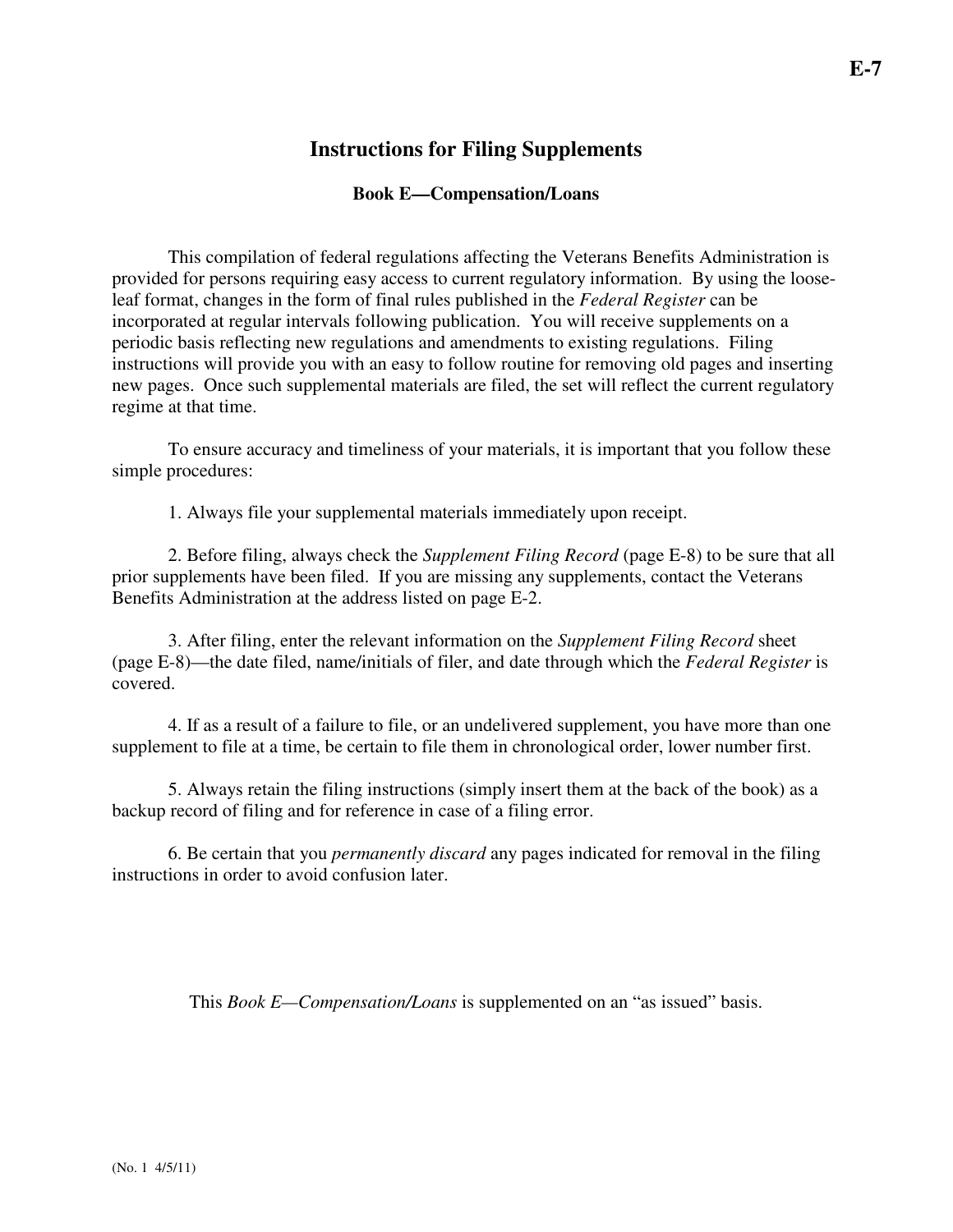# Instructions for Filing Supplements

## Book E—Compensation/Loans

This compilation of federal regulations affecting the Veterans Benefits Administration is provided for persons requiring easy access to current regulatory information. By using the loose-leaf format, changes in the form of final rules published in the *Federal Register* can be incorporated at regular intervals following publication. You will receive supplements on a periodic basis reflecting new regulations and amendments to existing regulations. Filing instructions will provide you with an easy to follow routine for removing old pages and inserting new pages. Once such supplemental materials are filed, the set will reflect the current regulatory regime at that time.

To ensure accuracy and timeliness of your materials, it is important that you follow these simple procedures:

1. Always file your supplemental materials immediately upon receipt.

2. Before filing, always check the *Supplement Filing Record* (page E-8) to be sure that all prior supplements have been filed. If you are missing any supplements, contact the Veterans Benefits Administration at the address listed on page E-2.

3. After filing, enter the relevant information on the *Supplement Filing Record* sheet (page E-8)—the date filed, name/initials of filer, and date through which the *Federal Register* is covered.

4. If as a result of a failure to file, or an undelivered supplement, you have more than one supplement to file at a time, be certain to file them in chronological order, lower number first.

5. Always retain the filing instructions (simply insert them at the back of the book) as a backup record of filing and for reference in case of a filing error.

6. Be certain that you *permanently discard* any pages indicated for removal in the filing instructions in order to avoid confusion later.

This *Book E—Compensation/Loans* is supplemented on an "as issued" basis.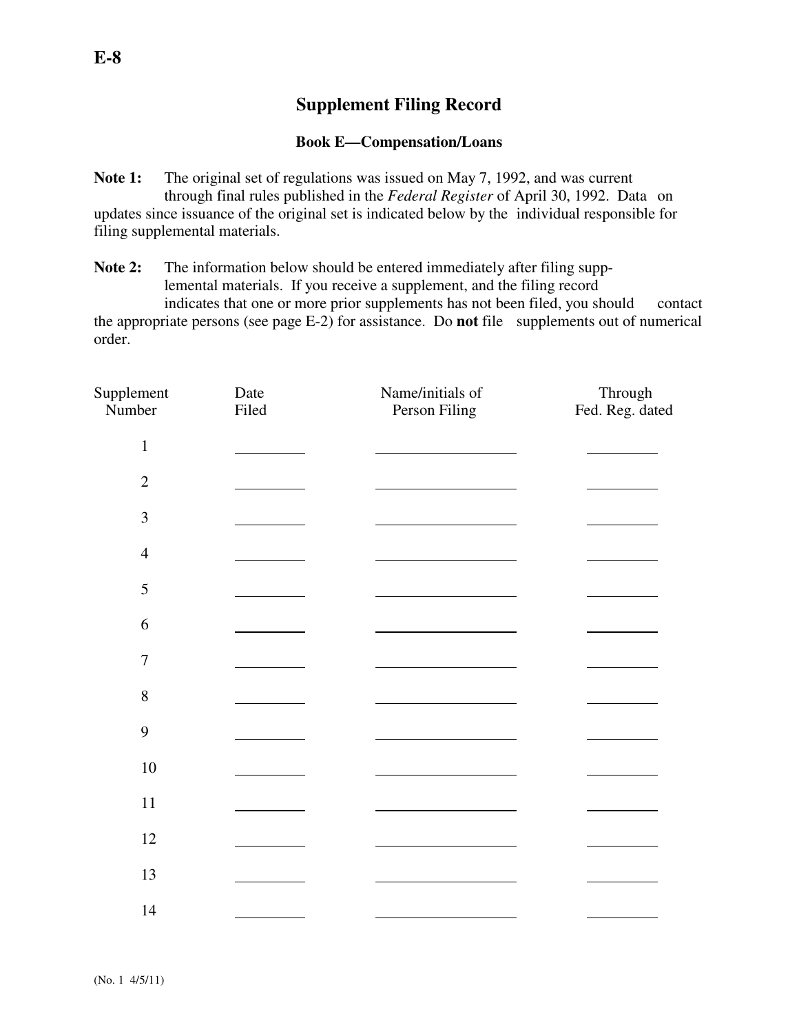# Supplement Filing Record

### Book E—Compensation/Loans

**Note 1:** The original set of regulations was issued on May 7, 1992, and was current through final rules published in the *Federal Register* of April 30, 1992. Data on updates since issuance of the original set is indicated below by the individual responsible for filing supplemental materials.

**Note 2:** The information below should be entered immediately after filing supplemental materials. If you receive a supplement, and the filing record indicates that one or more prior supplements has not been filed, you should contact the appropriate persons (see page E-2) for assistance. Do **not** file supplements out of numerical order.

| Supplement Number | Date Filed | Name/initials of Person Filing | Through Fed. Reg. dated |
|---|---|---|---|
| 1 | | | |
| 2 | | | |
| 3 | | | |
| 4 | | | |
| 5 | | | |
| 6 | | | |
| 7 | | | |
| 8 | | | |
| 9 | | | |
| 10 | | | |
| 11 | | | |
| 12 | | | |
| 13 | | | |
| 14 | | | |

(No. 1 4/5/11)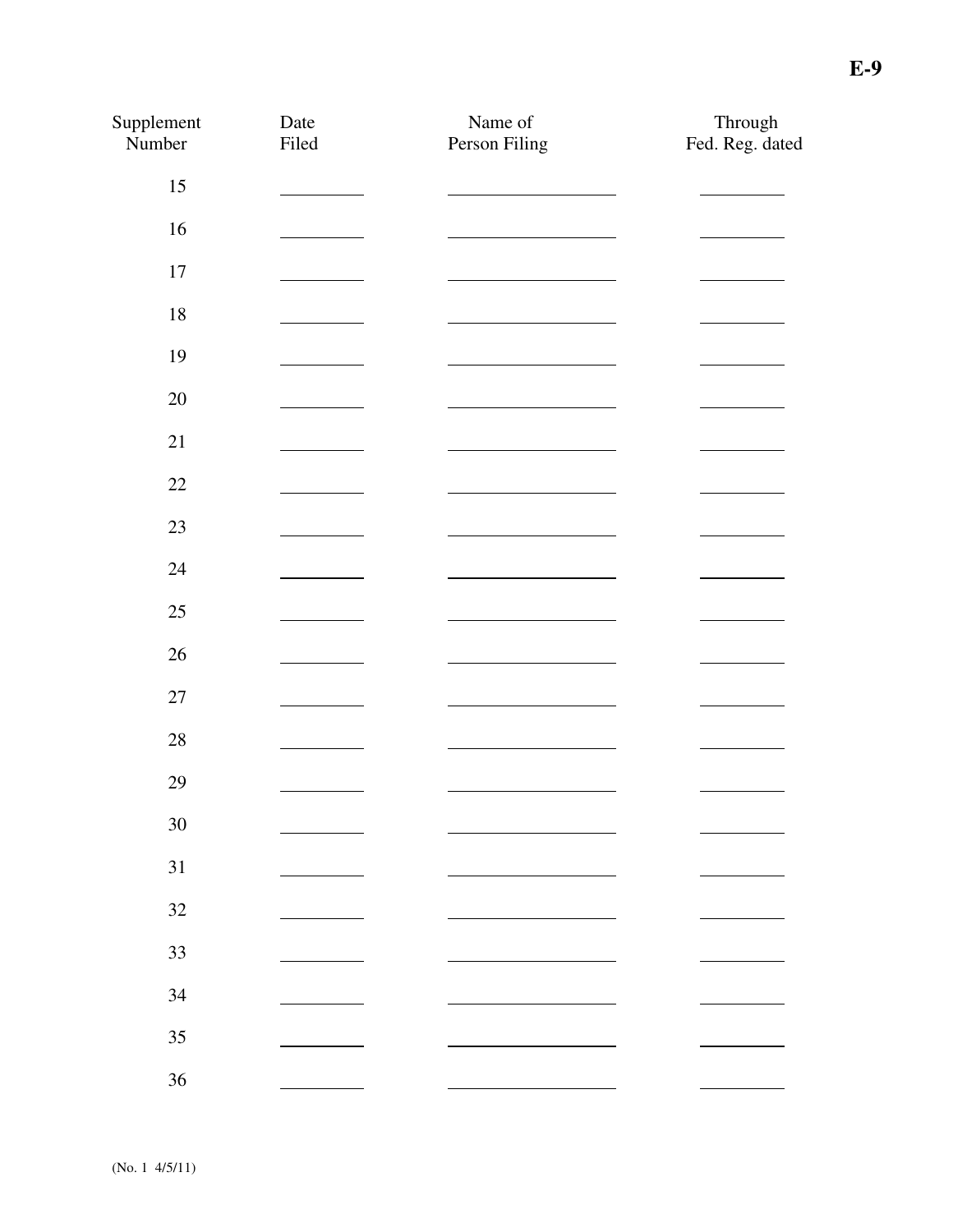| Supplement Number | Date Filed | Name of Person Filing | Through Fed. Reg. dated |
|---|---|---|---|
| 15 | | | |
| 16 | | | |
| 17 | | | |
| 18 | | | |
| 19 | | | |
| 20 | | | |
| 21 | | | |
| 22 | | | |
| 23 | | | |
| 24 | | | |
| 25 | | | |
| 26 | | | |
| 27 | | | |
| 28 | | | |
| 29 | | | |
| 30 | | | |
| 31 | | | |
| 32 | | | |
| 33 | | | |
| 34 | | | |
| 35 | | | |
| 36 | | | |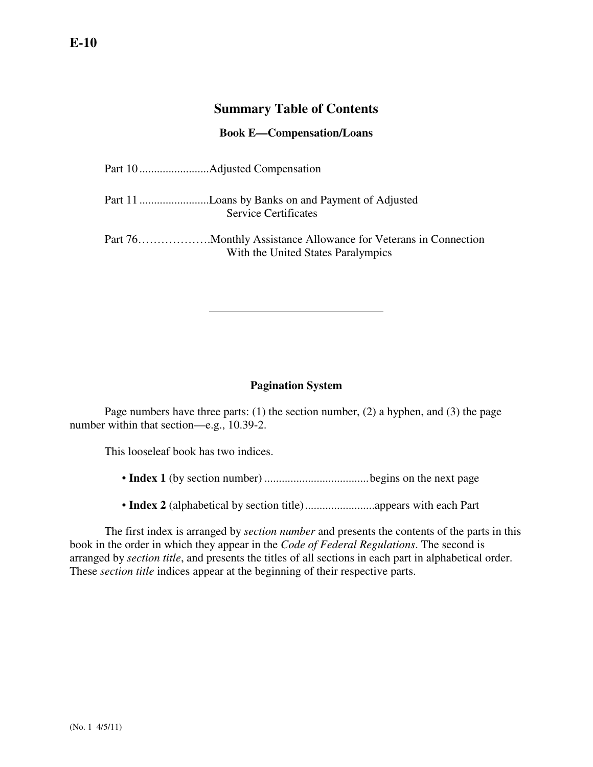## Summary Table of Contents

### Book E—Compensation/Loans

Part 10........................Adjusted Compensation

Part 11........................Loans by Banks on and Payment of Adjusted Service Certificates

Part 76……………….Monthly Assistance Allowance for Veterans in Connection With the United States Paralympics

---

### Pagination System

Page numbers have three parts: (1) the section number, (2) a hyphen, and (3) the page number within that section—e.g., 10.39-2.

This looseleaf book has two indices.

- **Index 1** (by section number) ....................................begins on the next page
- **Index 2** (alphabetical by section title)........................appears with each Part

The first index is arranged by *section number* and presents the contents of the parts in this book in the order in which they appear in the *Code of Federal Regulations*. The second is arranged by *section title*, and presents the titles of all sections in each part in alphabetical order. These *section title* indices appear at the beginning of their respective parts.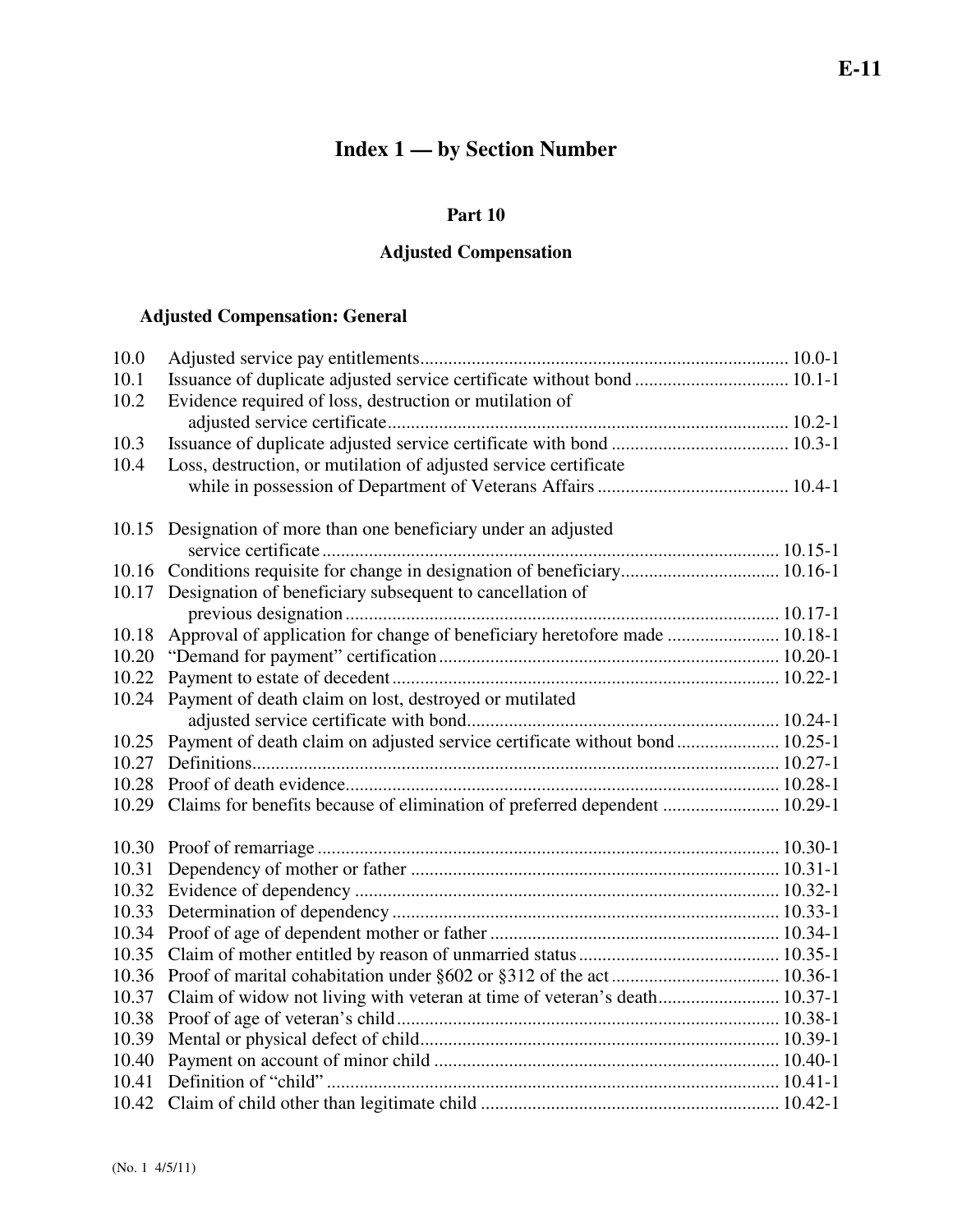# Index 1 — by Section Number

## Part 10

## Adjusted Compensation

### Adjusted Compensation: General

| | | |
|---|---|---|
| 10.0 | Adjusted service pay entitlements | 10.0-1 |
| 10.1 | Issuance of duplicate adjusted service certificate without bond | 10.1-1 |
| 10.2 | Evidence required of loss, destruction or mutilation of adjusted service certificate | 10.2-1 |
| 10.3 | Issuance of duplicate adjusted service certificate with bond | 10.3-1 |
| 10.4 | Loss, destruction, or mutilation of adjusted service certificate while in possession of Department of Veterans Affairs | 10.4-1 |
| 10.15 | Designation of more than one beneficiary under an adjusted service certificate | 10.15-1 |
| 10.16 | Conditions requisite for change in designation of beneficiary | 10.16-1 |
| 10.17 | Designation of beneficiary subsequent to cancellation of previous designation | 10.17-1 |
| 10.18 | Approval of application for change of beneficiary heretofore made | 10.18-1 |
| 10.20 | "Demand for payment" certification | 10.20-1 |
| 10.22 | Payment to estate of decedent | 10.22-1 |
| 10.24 | Payment of death claim on lost, destroyed or mutilated adjusted service certificate with bond | 10.24-1 |
| 10.25 | Payment of death claim on adjusted service certificate without bond | 10.25-1 |
| 10.27 | Definitions | 10.27-1 |
| 10.28 | Proof of death evidence | 10.28-1 |
| 10.29 | Claims for benefits because of elimination of preferred dependent | 10.29-1 |
| 10.30 | Proof of remarriage | 10.30-1 |
| 10.31 | Dependency of mother or father | 10.31-1 |
| 10.32 | Evidence of dependency | 10.32-1 |
| 10.33 | Determination of dependency | 10.33-1 |
| 10.34 | Proof of age of dependent mother or father | 10.34-1 |
| 10.35 | Claim of mother entitled by reason of unmarried status | 10.35-1 |
| 10.36 | Proof of marital cohabitation under §602 or §312 of the act | 10.36-1 |
| 10.37 | Claim of widow not living with veteran at time of veteran's death | 10.37-1 |
| 10.38 | Proof of age of veteran's child | 10.38-1 |
| 10.39 | Mental or physical defect of child | 10.39-1 |
| 10.40 | Payment on account of minor child | 10.40-1 |
| 10.41 | Definition of "child" | 10.41-1 |
| 10.42 | Claim of child other than legitimate child | 10.42-1 |

(No. 1 4/5/11)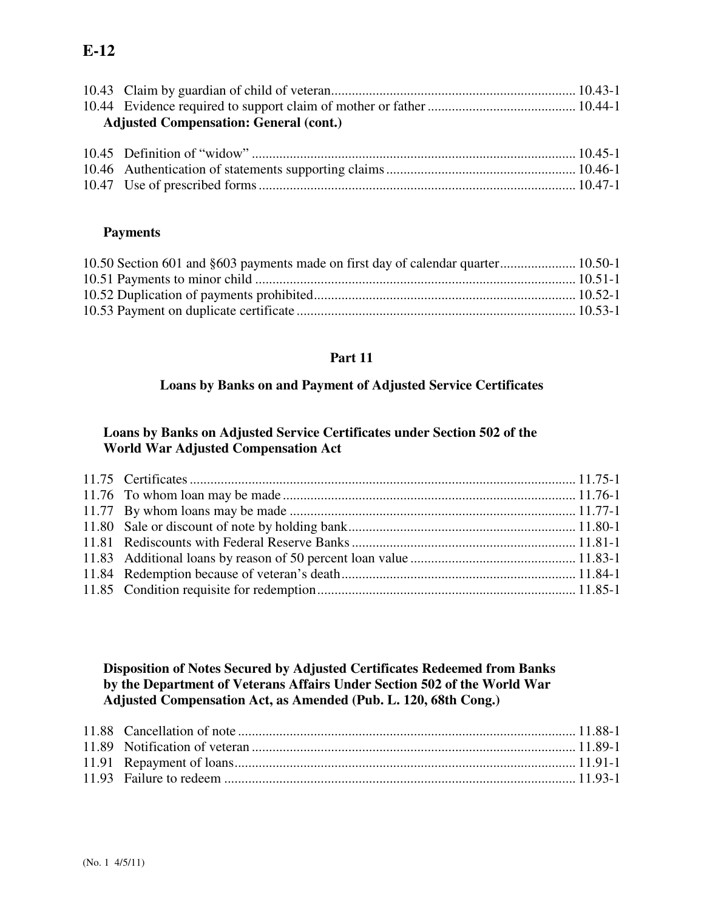10.43 Claim by guardian of child of veteran ... 10.43-1
10.44 Evidence required to support claim of mother or father ... 10.44-1

**Adjusted Compensation: General (cont.)**

10.45 Definition of "widow" ... 10.45-1
10.46 Authentication of statements supporting claims ... 10.46-1
10.47 Use of prescribed forms ... 10.47-1

**Payments**

10.50 Section 601 and §603 payments made on first day of calendar quarter ... 10.50-1
10.51 Payments to minor child ... 10.51-1
10.52 Duplication of payments prohibited ... 10.52-1
10.53 Payment on duplicate certificate ... 10.53-1

## Part 11

## Loans by Banks on and Payment of Adjusted Service Certificates

### Loans by Banks on Adjusted Service Certificates under Section 502 of the World War Adjusted Compensation Act

11.75 Certificates ... 11.75-1
11.76 To whom loan may be made ... 11.76-1
11.77 By whom loans may be made ... 11.77-1
11.80 Sale or discount of note by holding bank ... 11.80-1
11.81 Rediscounts with Federal Reserve Banks ... 11.81-1
11.83 Additional loans by reason of 50 percent loan value ... 11.83-1
11.84 Redemption because of veteran's death ... 11.84-1
11.85 Condition requisite for redemption ... 11.85-1

### Disposition of Notes Secured by Adjusted Certificates Redeemed from Banks by the Department of Veterans Affairs Under Section 502 of the World War Adjusted Compensation Act, as Amended (Pub. L. 120, 68th Cong.)

11.88 Cancellation of note ... 11.88-1
11.89 Notification of veteran ... 11.89-1
11.91 Repayment of loans ... 11.91-1
11.93 Failure to redeem ... 11.93-1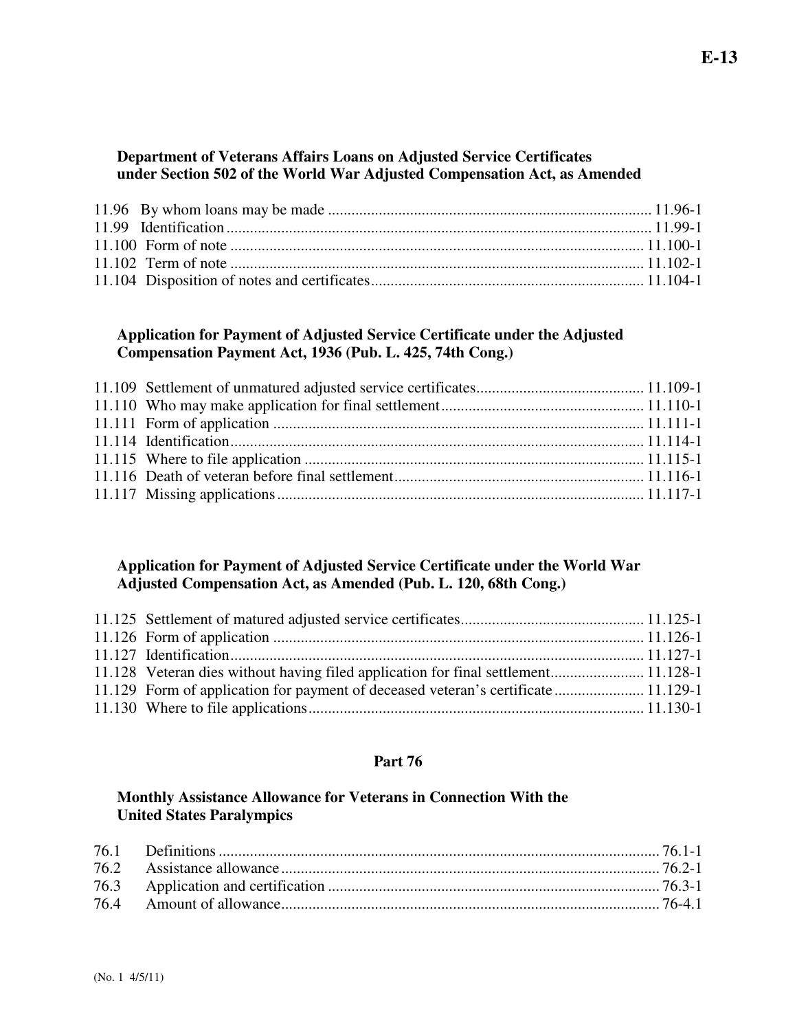**Department of Veterans Affairs Loans on Adjusted Service Certificates under Section 502 of the World War Adjusted Compensation Act, as Amended**

| | | |
|---|---|---|
| 11.96 | By whom loans may be made | 11.96-1 |
| 11.99 | Identification | 11.99-1 |
| 11.100 | Form of note | 11.100-1 |
| 11.102 | Term of note | 11.102-1 |
| 11.104 | Disposition of notes and certificates | 11.104-1 |

**Application for Payment of Adjusted Service Certificate under the Adjusted Compensation Payment Act, 1936 (Pub. L. 425, 74th Cong.)**

| | | |
|---|---|---|
| 11.109 | Settlement of unmatured adjusted service certificates | 11.109-1 |
| 11.110 | Who may make application for final settlement | 11.110-1 |
| 11.111 | Form of application | 11.111-1 |
| 11.114 | Identification | 11.114-1 |
| 11.115 | Where to file application | 11.115-1 |
| 11.116 | Death of veteran before final settlement | 11.116-1 |
| 11.117 | Missing applications | 11.117-1 |

**Application for Payment of Adjusted Service Certificate under the World War Adjusted Compensation Act, as Amended (Pub. L. 120, 68th Cong.)**

| | | |
|---|---|---|
| 11.125 | Settlement of matured adjusted service certificates | 11.125-1 |
| 11.126 | Form of application | 11.126-1 |
| 11.127 | Identification | 11.127-1 |
| 11.128 | Veteran dies without having filed application for final settlement | 11.128-1 |
| 11.129 | Form of application for payment of deceased veteran's certificate | 11.129-1 |
| 11.130 | Where to file applications | 11.130-1 |

## Part 76

**Monthly Assistance Allowance for Veterans in Connection With the United States Paralympics**

| | | |
|---|---|---|
| 76.1 | Definitions | 76.1-1 |
| 76.2 | Assistance allowance | 76.2-1 |
| 76.3 | Application and certification | 76.3-1 |
| 76.4 | Amount of allowance | 76-4.1 |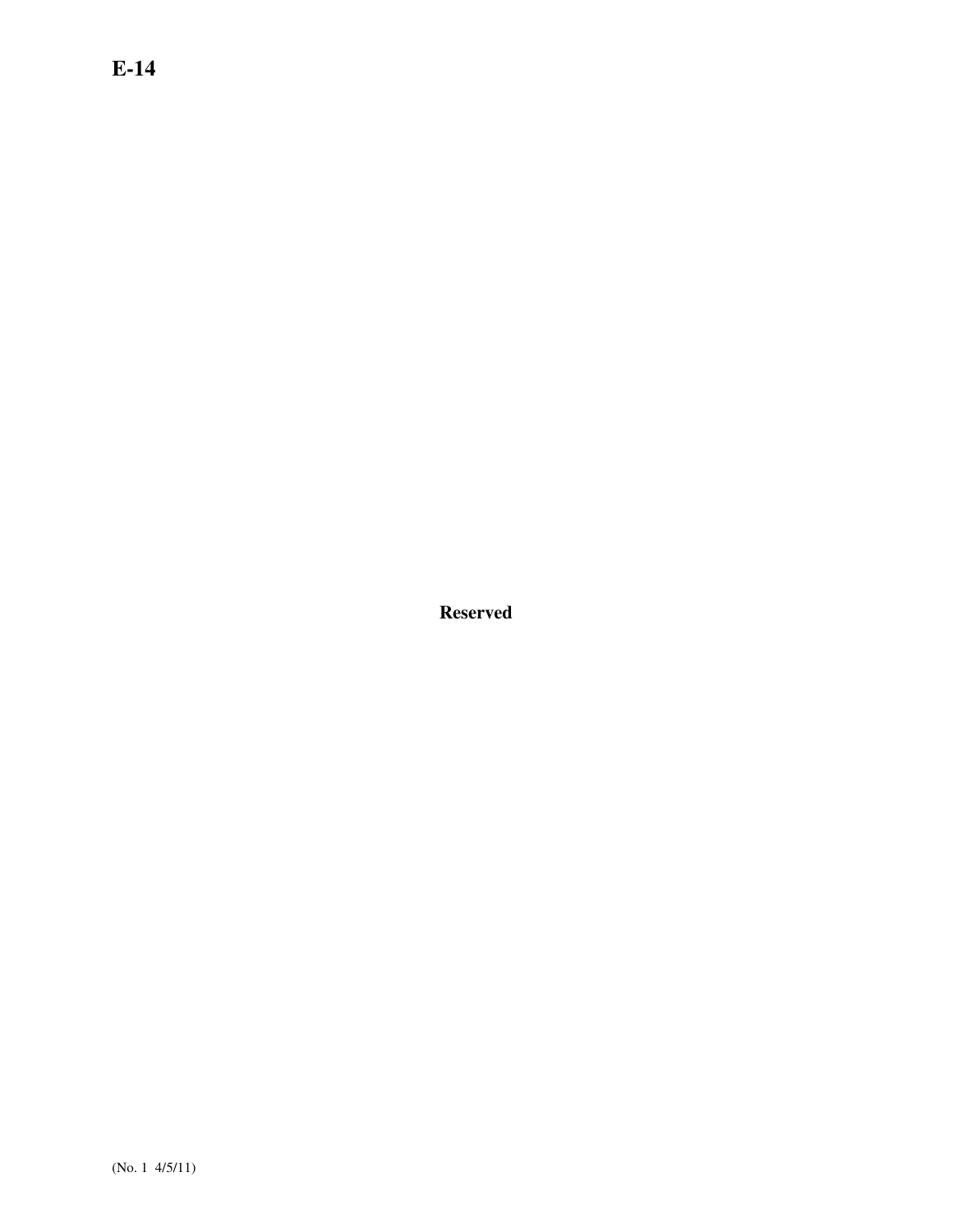**Reserved**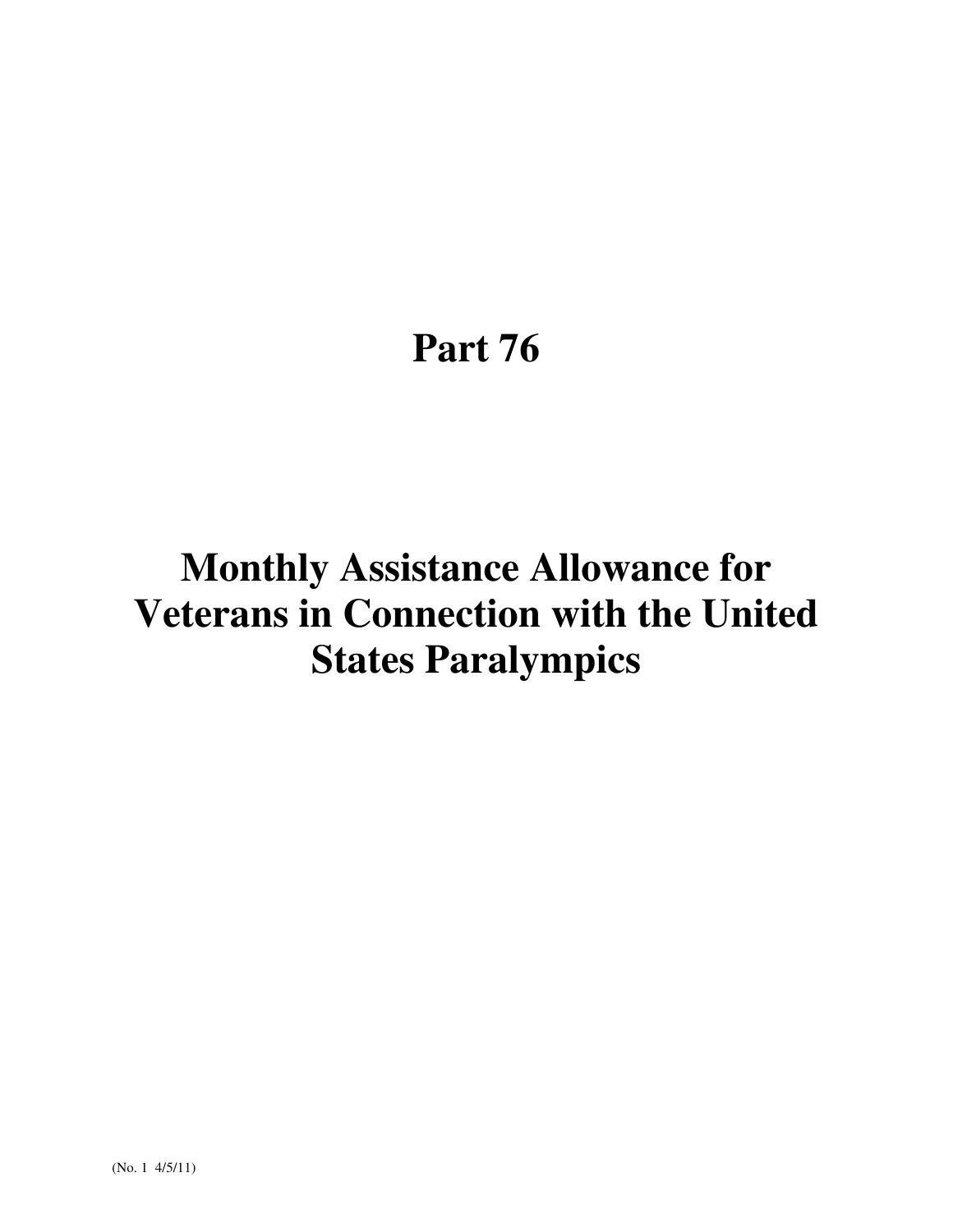# Part 76

# Monthly Assistance Allowance for Veterans in Connection with the United States Paralympics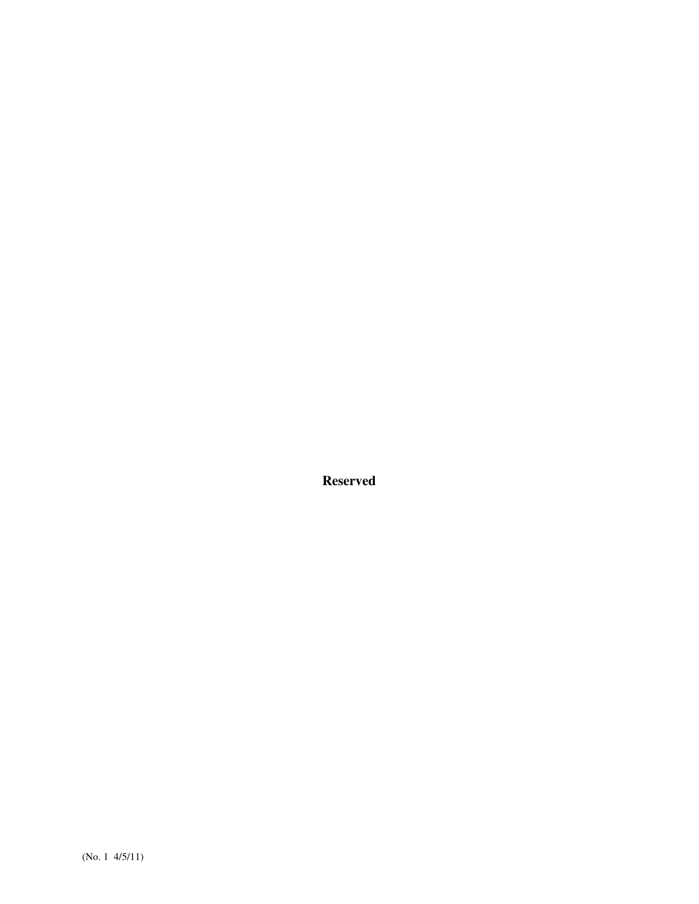**Reserved**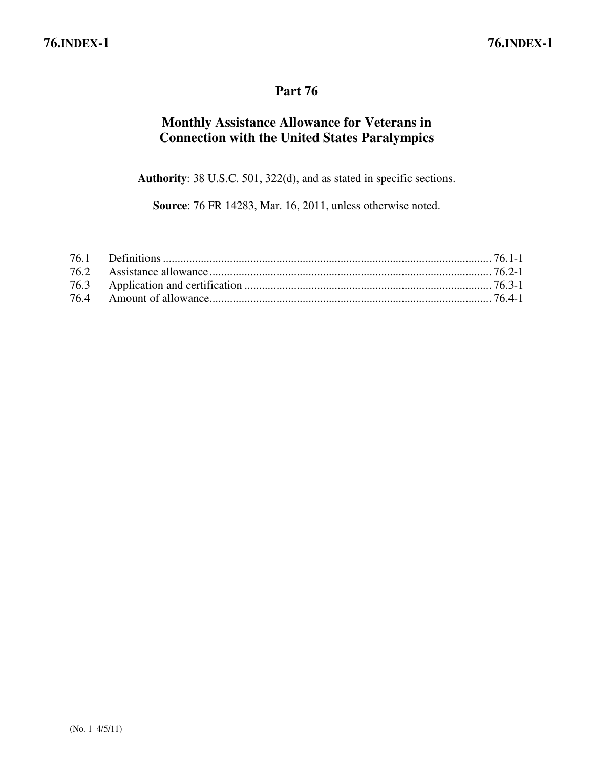# Part 76

## Monthly Assistance Allowance for Veterans in Connection with the United States Paralympics

**Authority**: 38 U.S.C. 501, 322(d), and as stated in specific sections.

**Source**: 76 FR 14283, Mar. 16, 2011, unless otherwise noted.

| | | |
|---|---|---|
| 76.1 | Definitions | 76.1-1 |
| 76.2 | Assistance allowance | 76.2-1 |
| 76.3 | Application and certification | 76.3-1 |
| 76.4 | Amount of allowance | 76.4-1 |

(No. 1 4/5/11)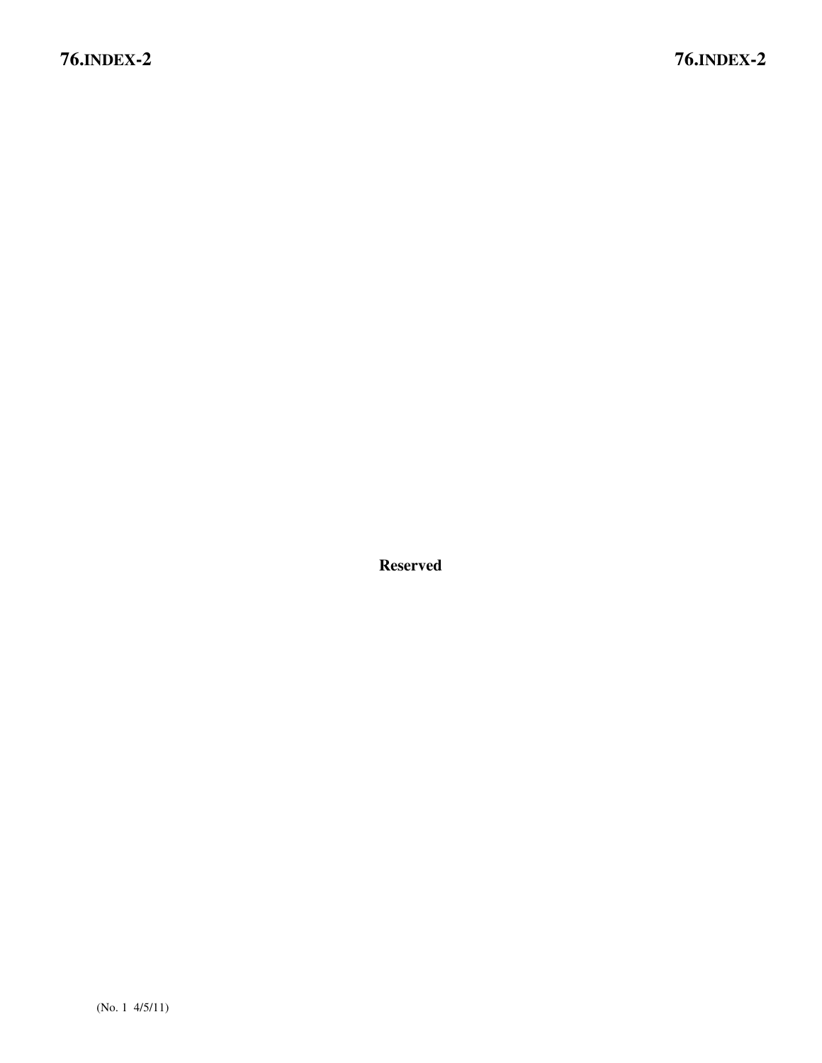**Reserved**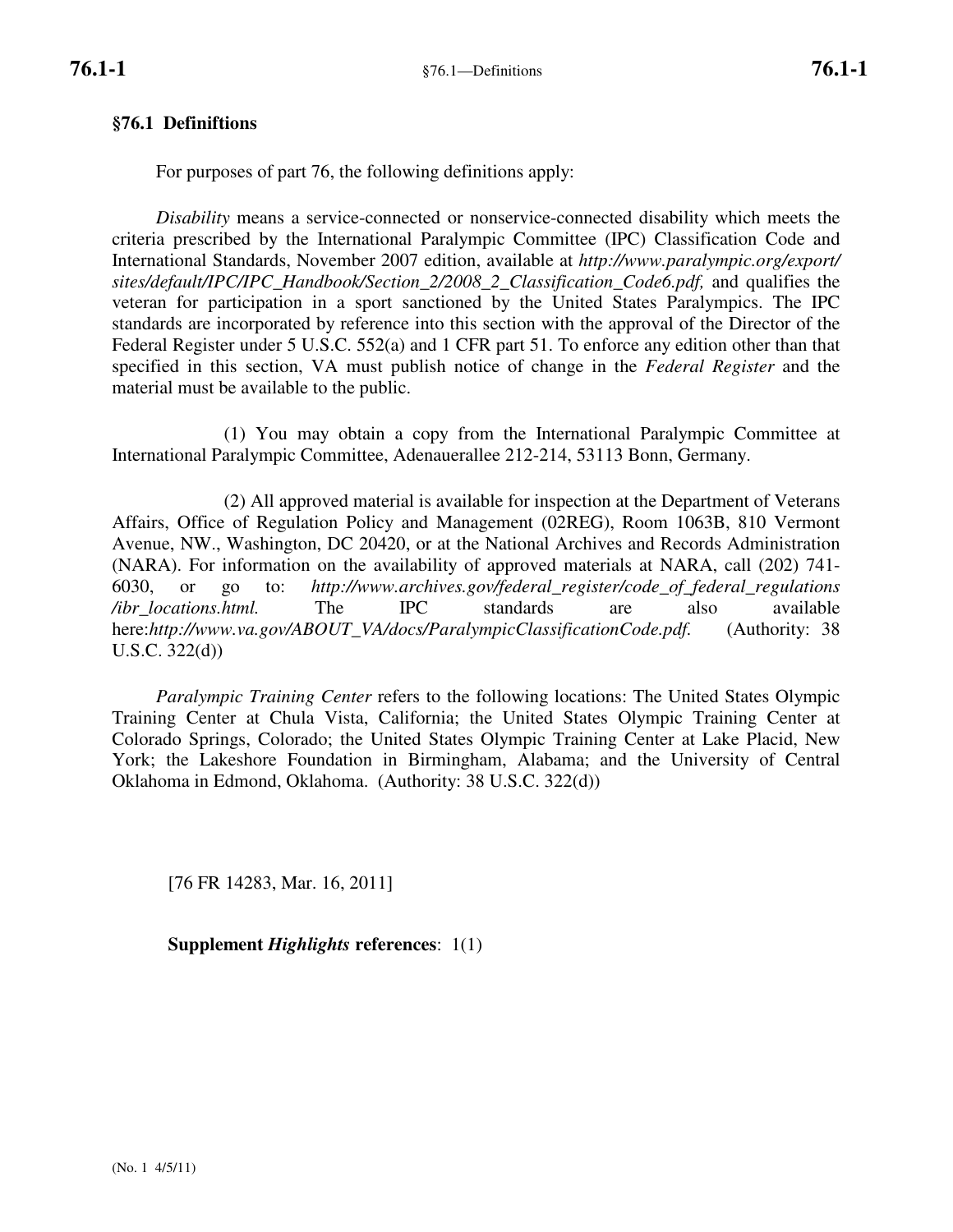## §76.1 Definiftions

For purposes of part 76, the following definitions apply:

*Disability* means a service-connected or nonservice-connected disability which meets the criteria prescribed by the International Paralympic Committee (IPC) Classification Code and International Standards, November 2007 edition, available at *http://www.paralympic.org/export/sites/default/IPC/IPC_Handbook/Section_2/2008_2_Classification_Code6.pdf,* and qualifies the veteran for participation in a sport sanctioned by the United States Paralympics. The IPC standards are incorporated by reference into this section with the approval of the Director of the Federal Register under 5 U.S.C. 552(a) and 1 CFR part 51. To enforce any edition other than that specified in this section, VA must publish notice of change in the *Federal Register* and the material must be available to the public.

(1) You may obtain a copy from the International Paralympic Committee at International Paralympic Committee, Adenauerallee 212-214, 53113 Bonn, Germany.

(2) All approved material is available for inspection at the Department of Veterans Affairs, Office of Regulation Policy and Management (02REG), Room 1063B, 810 Vermont Avenue, NW., Washington, DC 20420, or at the National Archives and Records Administration (NARA). For information on the availability of approved materials at NARA, call (202) 741-6030, or go to: *http://www.archives.gov/federal_register/code_of_federal_regulations/ibr_locations.html.* The IPC standards are also available here:*http://www.va.gov/ABOUT_VA/docs/ParalympicClassificationCode.pdf.* (Authority: 38 U.S.C. 322(d))

*Paralympic Training Center* refers to the following locations: The United States Olympic Training Center at Chula Vista, California; the United States Olympic Training Center at Colorado Springs, Colorado; the United States Olympic Training Center at Lake Placid, New York; the Lakeshore Foundation in Birmingham, Alabama; and the University of Central Oklahoma in Edmond, Oklahoma. (Authority: 38 U.S.C. 322(d))

[76 FR 14283, Mar. 16, 2011]

**Supplement *Highlights* references**: 1(1)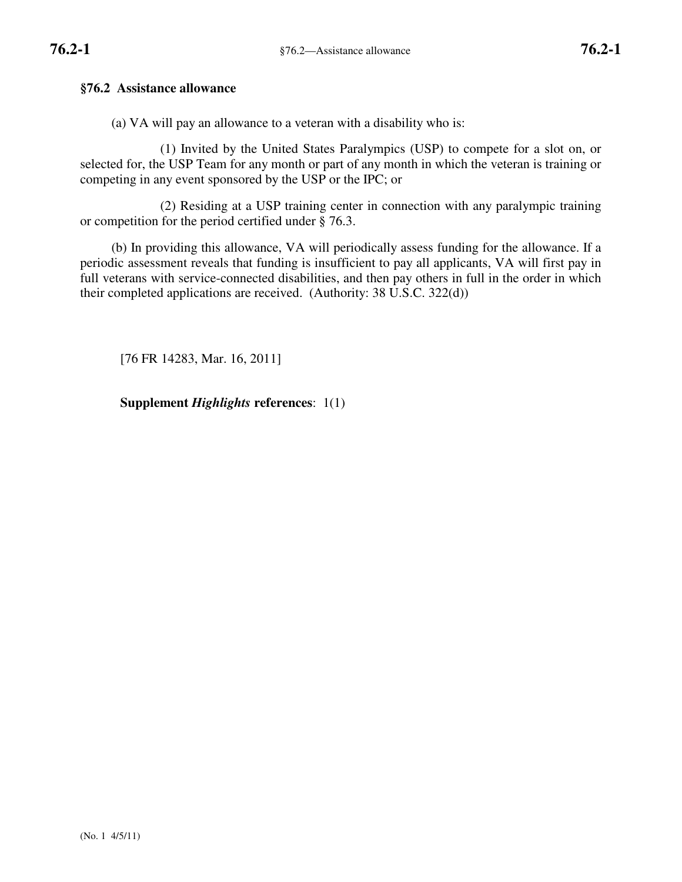## §76.2 Assistance allowance

(a) VA will pay an allowance to a veteran with a disability who is:

(1) Invited by the United States Paralympics (USP) to compete for a slot on, or selected for, the USP Team for any month or part of any month in which the veteran is training or competing in any event sponsored by the USP or the IPC; or

(2) Residing at a USP training center in connection with any paralympic training or competition for the period certified under § 76.3.

(b) In providing this allowance, VA will periodically assess funding for the allowance. If a periodic assessment reveals that funding is insufficient to pay all applicants, VA will first pay in full veterans with service-connected disabilities, and then pay others in full in the order in which their completed applications are received. (Authority: 38 U.S.C. 322(d))

[76 FR 14283, Mar. 16, 2011]

**Supplement *Highlights* references**: 1(1)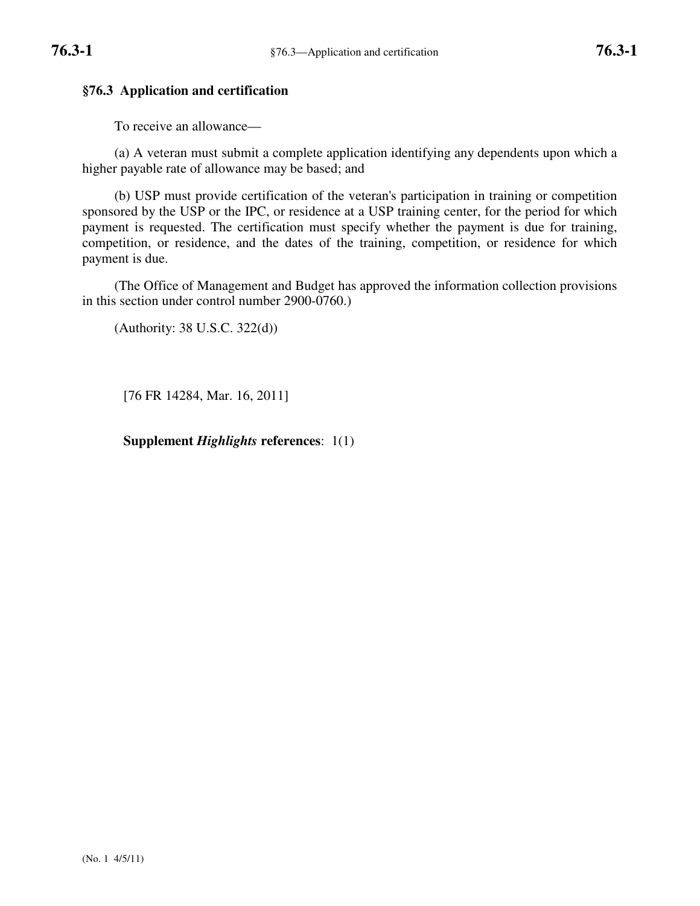## §76.3 Application and certification

To receive an allowance—

(a) A veteran must submit a complete application identifying any dependents upon which a higher payable rate of allowance may be based; and

(b) USP must provide certification of the veteran's participation in training or competition sponsored by the USP or the IPC, or residence at a USP training center, for the period for which payment is requested. The certification must specify whether the payment is due for training, competition, or residence, and the dates of the training, competition, or residence for which payment is due.

(The Office of Management and Budget has approved the information collection provisions in this section under control number 2900-0760.)

(Authority: 38 U.S.C. 322(d))

[76 FR 14284, Mar. 16, 2011]

**Supplement *Highlights* references**: 1(1)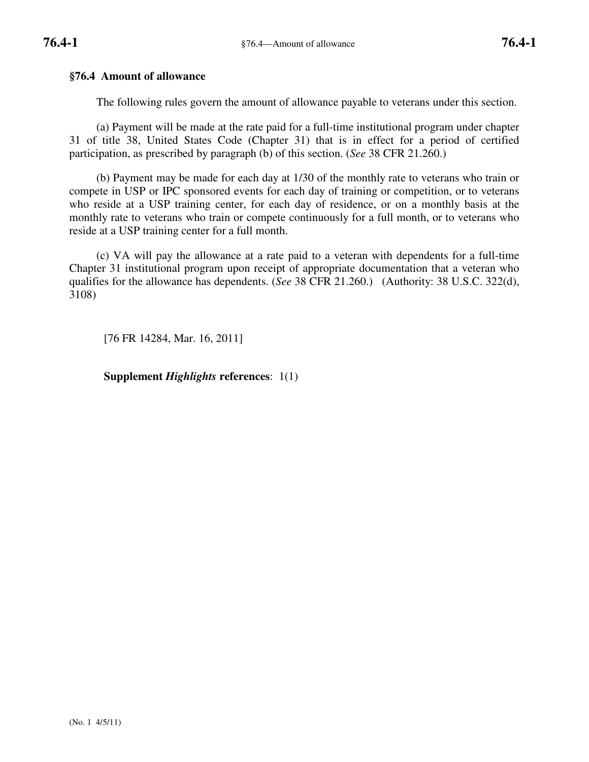## §76.4 Amount of allowance

The following rules govern the amount of allowance payable to veterans under this section.

(a) Payment will be made at the rate paid for a full-time institutional program under chapter 31 of title 38, United States Code (Chapter 31) that is in effect for a period of certified participation, as prescribed by paragraph (b) of this section. (*See* 38 CFR 21.260.)

(b) Payment may be made for each day at 1/30 of the monthly rate to veterans who train or compete in USP or IPC sponsored events for each day of training or competition, or to veterans who reside at a USP training center, for each day of residence, or on a monthly basis at the monthly rate to veterans who train or compete continuously for a full month, or to veterans who reside at a USP training center for a full month.

(c) VA will pay the allowance at a rate paid to a veteran with dependents for a full-time Chapter 31 institutional program upon receipt of appropriate documentation that a veteran who qualifies for the allowance has dependents. (*See* 38 CFR 21.260.) (Authority: 38 U.S.C. 322(d), 3108)

[76 FR 14284, Mar. 16, 2011]

**Supplement *Highlights* references**: 1(1)

(No. 1 4/5/11)